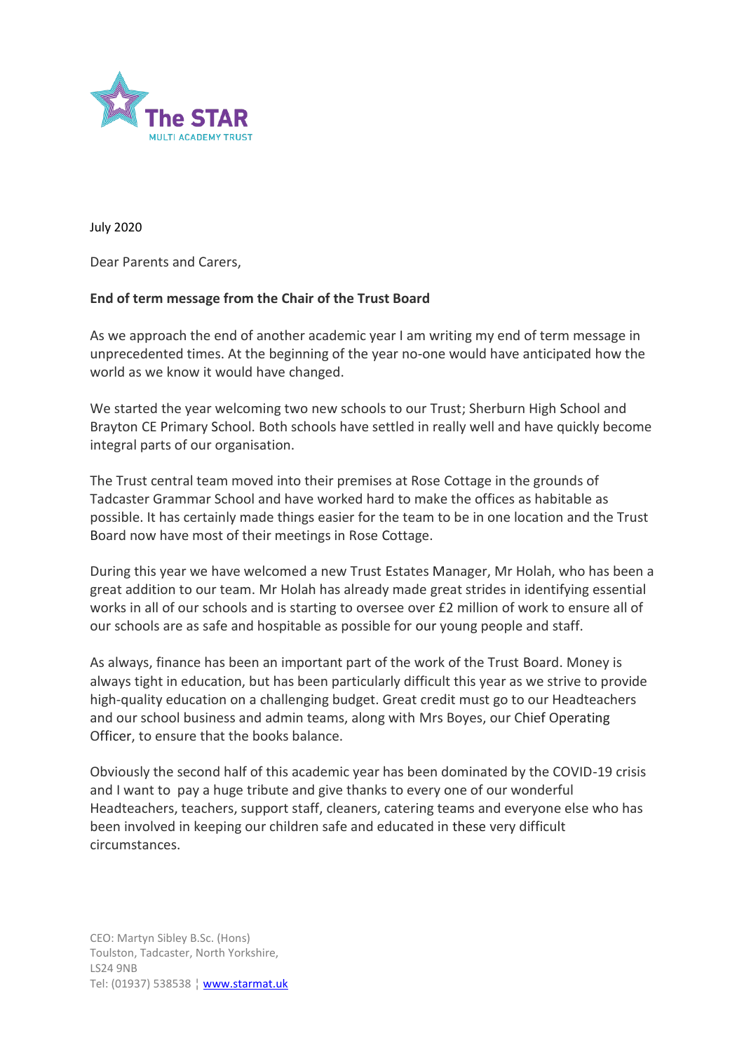The STAR
MULTI ACADEMY TRUST

July 2020

Dear Parents and Carers,

**End of term message from the Chair of the Trust Board**

As we approach the end of another academic year I am writing my end of term message in unprecedented times. At the beginning of the year no-one would have anticipated how the world as we know it would have changed.

We started the year welcoming two new schools to our Trust; Sherburn High School and Brayton CE Primary School. Both schools have settled in really well and have quickly become integral parts of our organisation.

The Trust central team moved into their premises at Rose Cottage in the grounds of Tadcaster Grammar School and have worked hard to make the offices as habitable as possible. It has certainly made things easier for the team to be in one location and the Trust Board now have most of their meetings in Rose Cottage.

During this year we have welcomed a new Trust Estates Manager, Mr Holah, who has been a great addition to our team. Mr Holah has already made great strides in identifying essential works in all of our schools and is starting to oversee over £2 million of work to ensure all of our schools are as safe and hospitable as possible for our young people and staff.

As always, finance has been an important part of the work of the Trust Board. Money is always tight in education, but has been particularly difficult this year as we strive to provide high-quality education on a challenging budget. Great credit must go to our Headteachers and our school business and admin teams, along with Mrs Boyes, our Chief Operating Officer, to ensure that the books balance.

Obviously the second half of this academic year has been dominated by the COVID-19 crisis and I want to pay a huge tribute and give thanks to every one of our wonderful Headteachers, teachers, support staff, cleaners, catering teams and everyone else who has been involved in keeping our children safe and educated in these very difficult circumstances.

CEO: Martyn Sibley B.Sc. (Hons)
Toulston, Tadcaster, North Yorkshire,
LS24 9NB
Tel: (01937) 538538 ¦ www.starmat.uk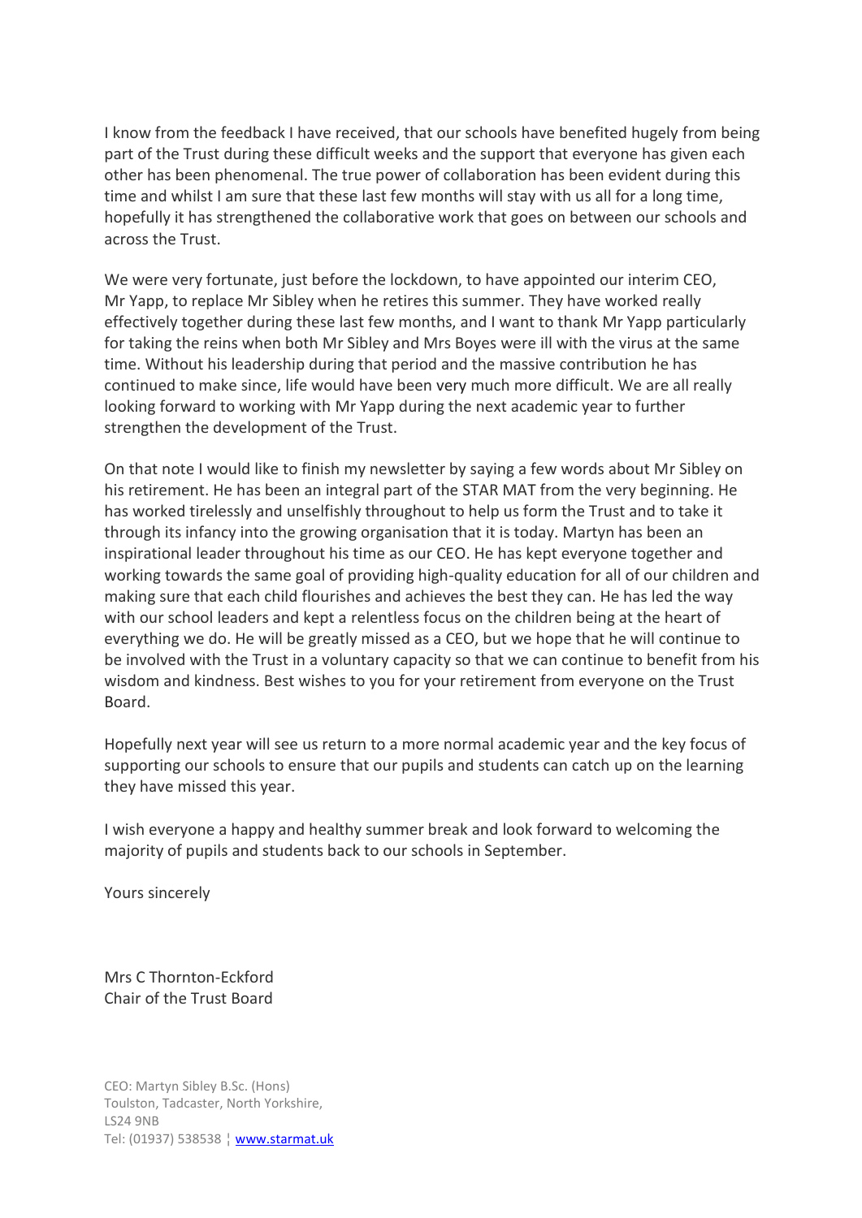I know from the feedback I have received, that our schools have benefited hugely from being part of the Trust during these difficult weeks and the support that everyone has given each other has been phenomenal. The true power of collaboration has been evident during this time and whilst I am sure that these last few months will stay with us all for a long time, hopefully it has strengthened the collaborative work that goes on between our schools and across the Trust.

We were very fortunate, just before the lockdown, to have appointed our interim CEO, Mr Yapp, to replace Mr Sibley when he retires this summer. They have worked really effectively together during these last few months, and I want to thank Mr Yapp particularly for taking the reins when both Mr Sibley and Mrs Boyes were ill with the virus at the same time. Without his leadership during that period and the massive contribution he has continued to make since, life would have been very much more difficult. We are all really looking forward to working with Mr Yapp during the next academic year to further strengthen the development of the Trust.

On that note I would like to finish my newsletter by saying a few words about Mr Sibley on his retirement. He has been an integral part of the STAR MAT from the very beginning. He has worked tirelessly and unselfishly throughout to help us form the Trust and to take it through its infancy into the growing organisation that it is today. Martyn has been an inspirational leader throughout his time as our CEO. He has kept everyone together and working towards the same goal of providing high-quality education for all of our children and making sure that each child flourishes and achieves the best they can. He has led the way with our school leaders and kept a relentless focus on the children being at the heart of everything we do. He will be greatly missed as a CEO, but we hope that he will continue to be involved with the Trust in a voluntary capacity so that we can continue to benefit from his wisdom and kindness. Best wishes to you for your retirement from everyone on the Trust Board.

Hopefully next year will see us return to a more normal academic year and the key focus of supporting our schools to ensure that our pupils and students can catch up on the learning they have missed this year.

I wish everyone a happy and healthy summer break and look forward to welcoming the majority of pupils and students back to our schools in September.

Yours sincerely

Mrs C Thornton-Eckford
Chair of the Trust Board

CEO: Martyn Sibley B.Sc. (Hons)
Toulston, Tadcaster, North Yorkshire,
LS24 9NB
Tel: (01937) 538538 ¦ www.starmat.uk